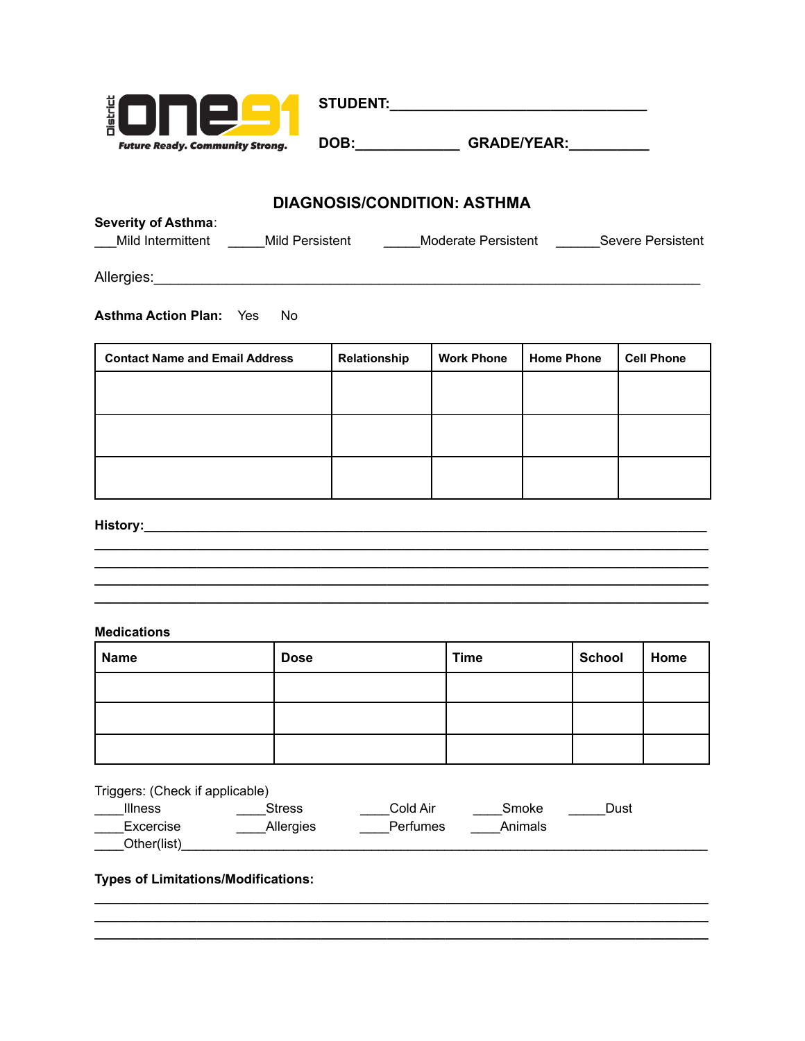STUDENT:________________________________

DOB:_____________ GRADE/YEAR:__________

## DIAGNOSIS/CONDITION: ASTHMA

**Severity of Asthma**:
___Mild Intermittent _____Mild Persistent _____Moderate Persistent ______Severe Persistent

Allergies:________________________________________________________________________

**Asthma Action Plan:** Yes No

| Contact Name and Email Address | Relationship | Work Phone | Home Phone | Cell Phone |
|---|---|---|---|---|
| | | | | |
| | | | | |
| | | | | |

**History:**___________________________________________________________________________
______________________________________________________________________________________
______________________________________________________________________________________
______________________________________________________________________________________
______________________________________________________________________________________

**Medications**

| Name | Dose | Time | School | Home |
|---|---|---|---|---|
| | | | | |
| | | | | |
| | | | | |

Triggers: (Check if applicable)
____Illness ____Stress ____Cold Air ____Smoke _____Dust
____Excercise ____Allergies ____Perfumes ____Animals
____Other(list)________________________________________________________________________

**Types of Limitations/Modifications:**
______________________________________________________________________________________
______________________________________________________________________________________
______________________________________________________________________________________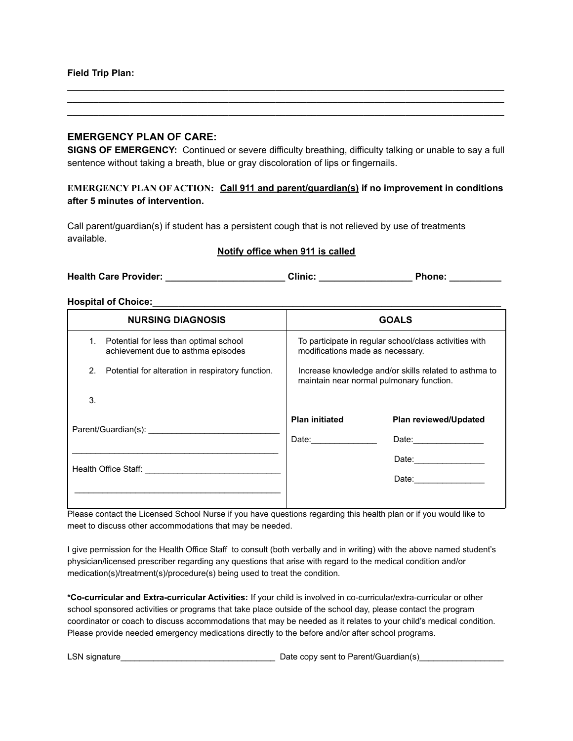**Field Trip Plan:**

______________________________________________________________________________
______________________________________________________________________________
______________________________________________________________________________

## EMERGENCY PLAN OF CARE:

**SIGNS OF EMERGENCY:** Continued or severe difficulty breathing, difficulty talking or unable to say a full sentence without taking a breath, blue or gray discoloration of lips or fingernails.

**EMERGENCY PLAN OF ACTION:** **<u>Call 911 and parent/guardian(s)</u> if no improvement in conditions after 5 minutes of intervention.**

Call parent/guardian(s) if student has a persistent cough that is not relieved by use of treatments available.

**<u>Notify office when 911 is called</u>**

**Health Care Provider:** _______________________ **Clinic:** _________________ **Phone:** __________

**Hospital of Choice:**_________________________________________________________________

| NURSING DIAGNOSIS | GOALS | |
|---|---|---|
| 1. Potential for less than optimal school achievement due to asthma episodes | To participate in regular school/class activities with modifications made as necessary. | |
| 2. Potential for alteration in respiratory function. | Increase knowledge and/or skills related to asthma to maintain near normal pulmonary function. | |
| 3. | | |
| Parent/Guardian(s): ___________________________ | **Plan initiated** | **Plan reviewed/Updated** |
| ___________________________________________ | Date:______________ | Date:_______________ |
| Health Office Staff: ____________________________ | | Date:_______________ |
| ___________________________________________ | | Date:_______________ |

Please contact the Licensed School Nurse if you have questions regarding this health plan or if you would like to meet to discuss other accommodations that may be needed.

I give permission for the Health Office Staff to consult (both verbally and in writing) with the above named student's physician/licensed prescriber regarding any questions that arise with regard to the medical condition and/or medication(s)/treatment(s)/procedure(s) being used to treat the condition.

***Co-curricular and Extra-curricular Activities:** If your child is involved in co-curricular/extra-curricular or other school sponsored activities or programs that take place outside of the school day, please contact the program coordinator or coach to discuss accommodations that may be needed as it relates to your child's medical condition. Please provide needed emergency medications directly to the before and/or after school programs.

LSN signature_________________________________ Date copy sent to Parent/Guardian(s)__________________